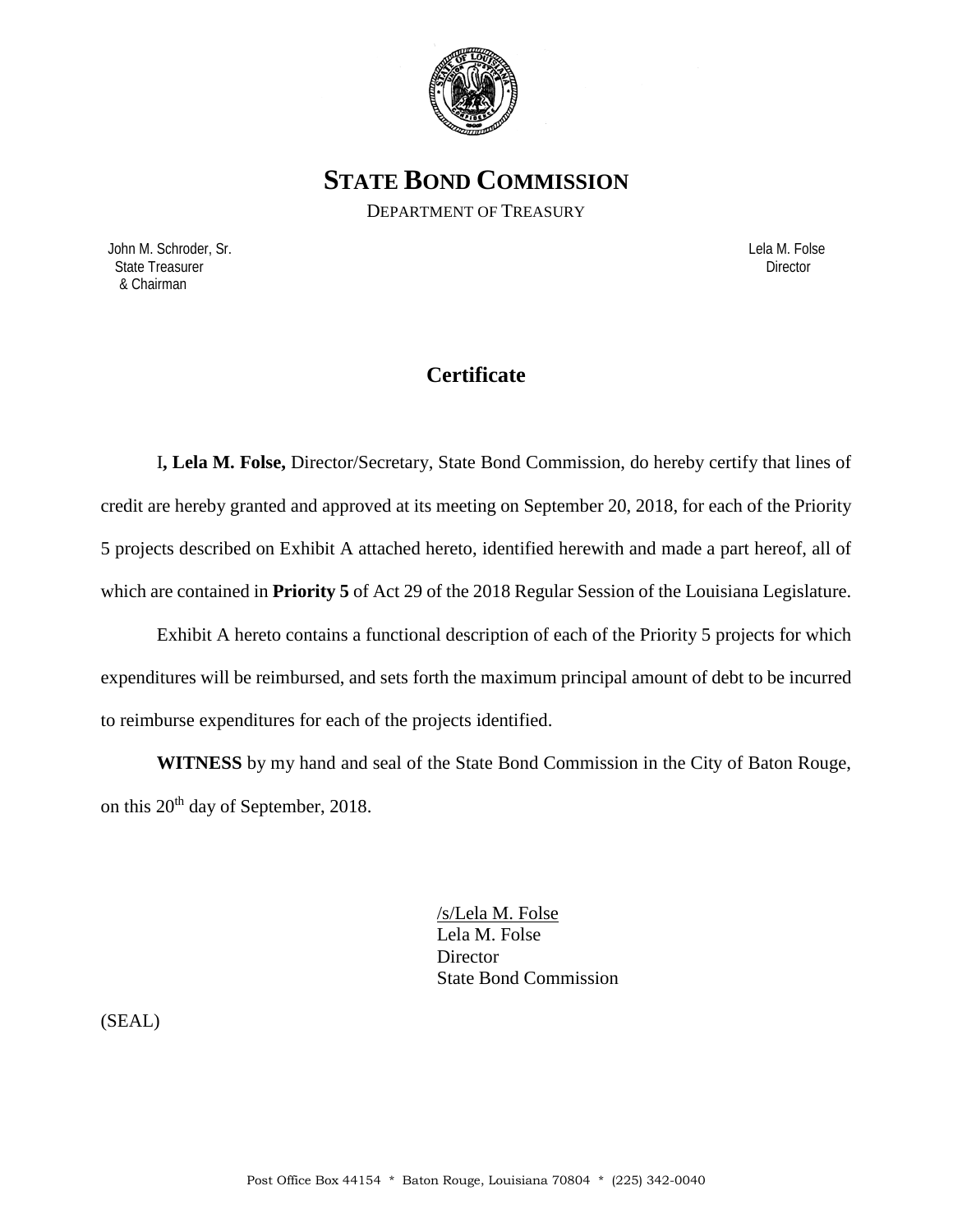# STATE BOND COMMISSION

DEPARTMENT OF TREASURY

John M. Schroder, Sr.
State Treasurer
& Chairman

Lela M. Folse
Director

## Certificate

I**, Lela M. Folse,** Director/Secretary, State Bond Commission, do hereby certify that lines of credit are hereby granted and approved at its meeting on September 20, 2018, for each of the Priority 5 projects described on Exhibit A attached hereto, identified herewith and made a part hereof, all of which are contained in **Priority 5** of Act 29 of the 2018 Regular Session of the Louisiana Legislature.

Exhibit A hereto contains a functional description of each of the Priority 5 projects for which expenditures will be reimbursed, and sets forth the maximum principal amount of debt to be incurred to reimburse expenditures for each of the projects identified.

**WITNESS** by my hand and seal of the State Bond Commission in the City of Baton Rouge, on this 20th day of September, 2018.

/s/Lela M. Folse
Lela M. Folse
Director
State Bond Commission

(SEAL)

Post Office Box 44154 * Baton Rouge, Louisiana 70804 * (225) 342-0040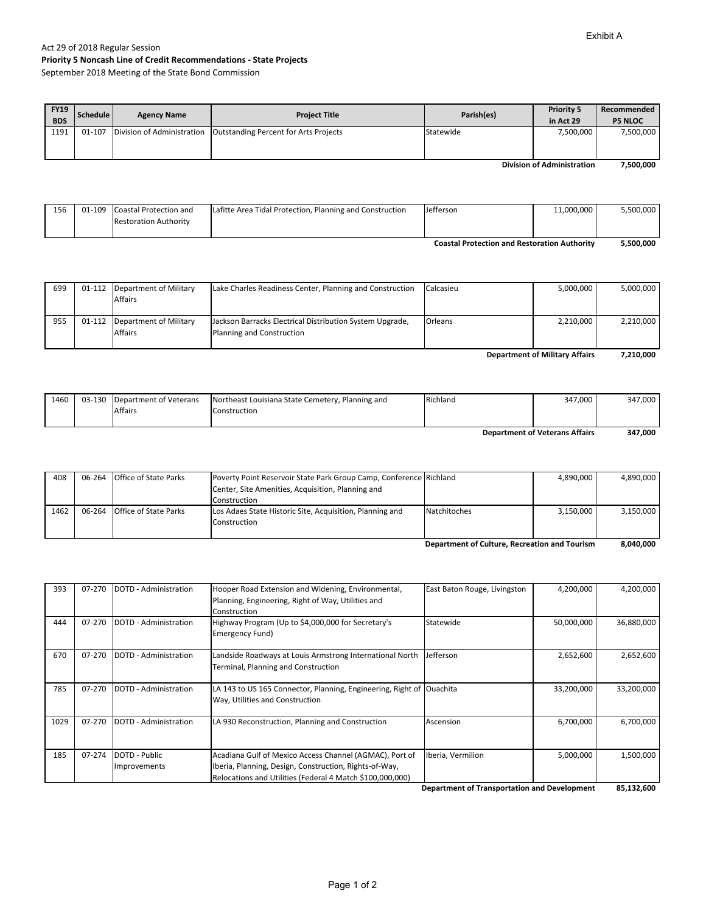Exhibit A

Act 29 of 2018 Regular Session

**Priority 5 Noncash Line of Credit Recommendations - State Projects**

September 2018 Meeting of the State Bond Commission

| FY19 BDS | Schedule | Agency Name | Project Title | Parish(es) | Priority 5 in Act 29 | Recommended P5 NLOC |
|---|---|---|---|---|---|---|
| 1191 | 01-107 | Division of Administration | Outstanding Percent for Arts Projects | Statewide | 7,500,000 | 7,500,000 |
| | | | | **Division of Administration** | | **7,500,000** |
| 156 | 01-109 | Coastal Protection and Restoration Authority | Lafitte Area Tidal Protection, Planning and Construction | Jefferson | 11,000,000 | 5,500,000 |
| | | | | **Coastal Protection and Restoration Authority** | | **5,500,000** |
| 699 | 01-112 | Department of Military Affairs | Lake Charles Readiness Center, Planning and Construction | Calcasieu | 5,000,000 | 5,000,000 |
| 955 | 01-112 | Department of Military Affairs | Jackson Barracks Electrical Distribution System Upgrade, Planning and Construction | Orleans | 2,210,000 | 2,210,000 |
| | | | | **Department of Military Affairs** | | **7,210,000** |
| 1460 | 03-130 | Department of Veterans Affairs | Northeast Louisiana State Cemetery, Planning and Construction | Richland | 347,000 | 347,000 |
| | | | | **Department of Veterans Affairs** | | **347,000** |
| 408 | 06-264 | Office of State Parks | Poverty Point Reservoir State Park Group Camp, Conference Center, Site Amenities, Acquisition, Planning and Construction | Richland | 4,890,000 | 4,890,000 |
| 1462 | 06-264 | Office of State Parks | Los Adaes State Historic Site, Acquisition, Planning and Construction | Natchitoches | 3,150,000 | 3,150,000 |
| | | | | **Department of Culture, Recreation and Tourism** | | **8,040,000** |
| 393 | 07-270 | DOTD - Administration | Hooper Road Extension and Widening, Environmental, Planning, Engineering, Right of Way, Utilities and Construction | East Baton Rouge, Livingston | 4,200,000 | 4,200,000 |
| 444 | 07-270 | DOTD - Administration | Highway Program (Up to $4,000,000 for Secretary's Emergency Fund) | Statewide | 50,000,000 | 36,880,000 |
| 670 | 07-270 | DOTD - Administration | Landside Roadways at Louis Armstrong International North Terminal, Planning and Construction | Jefferson | 2,652,600 | 2,652,600 |
| 785 | 07-270 | DOTD - Administration | LA 143 to US 165 Connector, Planning, Engineering, Right of Way, Utilities and Construction | Ouachita | 33,200,000 | 33,200,000 |
| 1029 | 07-270 | DOTD - Administration | LA 930 Reconstruction, Planning and Construction | Ascension | 6,700,000 | 6,700,000 |
| 185 | 07-274 | DOTD - Public Improvements | Acadiana Gulf of Mexico Access Channel (AGMAC), Port of Iberia, Planning, Design, Construction, Rights-of-Way, Relocations and Utilities (Federal 4 Match $100,000,000) | Iberia, Vermilion | 5,000,000 | 1,500,000 |
| | | | | **Department of Transportation and Development** | | **85,132,600** |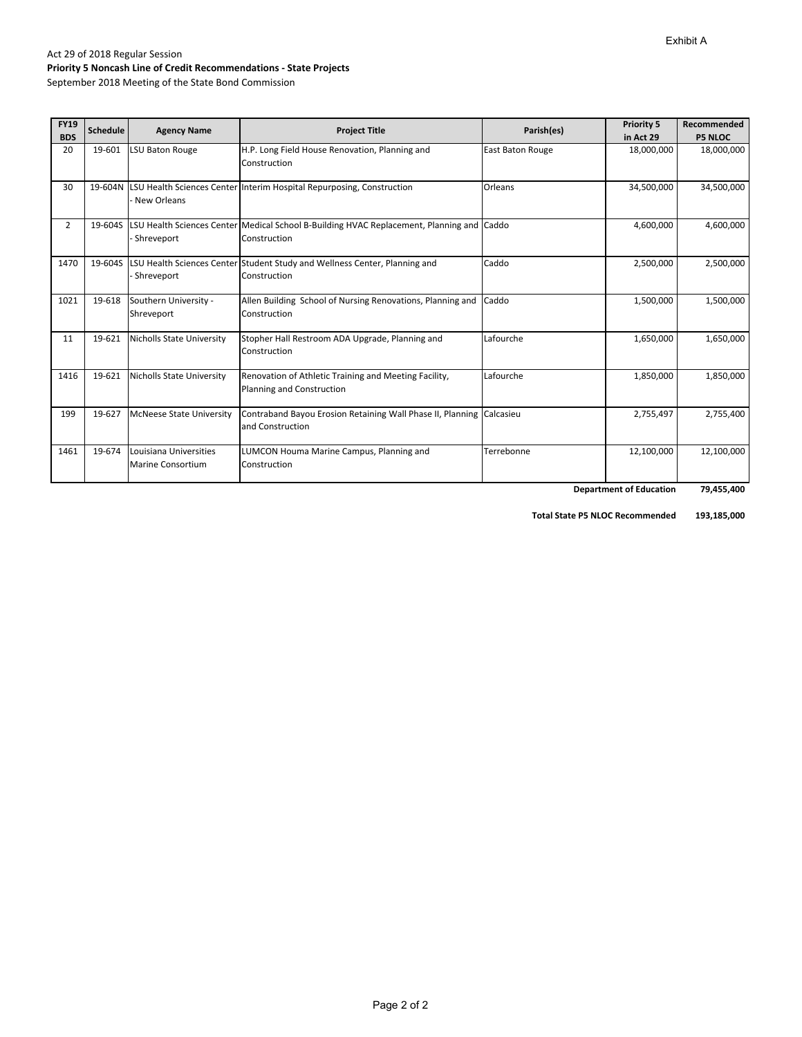Exhibit A

Act 29 of 2018 Regular Session

**Priority 5 Noncash Line of Credit Recommendations - State Projects**

September 2018 Meeting of the State Bond Commission

| FY19 BDS | Schedule | Agency Name | Project Title | Parish(es) | Priority 5 in Act 29 | Recommended P5 NLOC |
|---|---|---|---|---|---|---|
| 20 | 19-601 | LSU Baton Rouge | H.P. Long Field House Renovation, Planning and Construction | East Baton Rouge | 18,000,000 | 18,000,000 |
| 30 | 19-604N | LSU Health Sciences Center - New Orleans | Interim Hospital Repurposing, Construction | Orleans | 34,500,000 | 34,500,000 |
| 2 | 19-604S | LSU Health Sciences Center - Shreveport | Medical School B-Building HVAC Replacement, Planning and Construction | Caddo | 4,600,000 | 4,600,000 |
| 1470 | 19-604S | LSU Health Sciences Center - Shreveport | Student Study and Wellness Center, Planning and Construction | Caddo | 2,500,000 | 2,500,000 |
| 1021 | 19-618 | Southern University - Shreveport | Allen Building School of Nursing Renovations, Planning and Construction | Caddo | 1,500,000 | 1,500,000 |
| 11 | 19-621 | Nicholls State University | Stopher Hall Restroom ADA Upgrade, Planning and Construction | Lafourche | 1,650,000 | 1,650,000 |
| 1416 | 19-621 | Nicholls State University | Renovation of Athletic Training and Meeting Facility, Planning and Construction | Lafourche | 1,850,000 | 1,850,000 |
| 199 | 19-627 | McNeese State University | Contraband Bayou Erosion Retaining Wall Phase II, Planning and Construction | Calcasieu | 2,755,497 | 2,755,400 |
| 1461 | 19-674 | Louisiana Universities Marine Consortium | LUMCON Houma Marine Campus, Planning and Construction | Terrebonne | 12,100,000 | 12,100,000 |
| | | | | | **Department of Education** | **79,455,400** |
| | | | | | **Total State P5 NLOC Recommended** | **193,185,000** |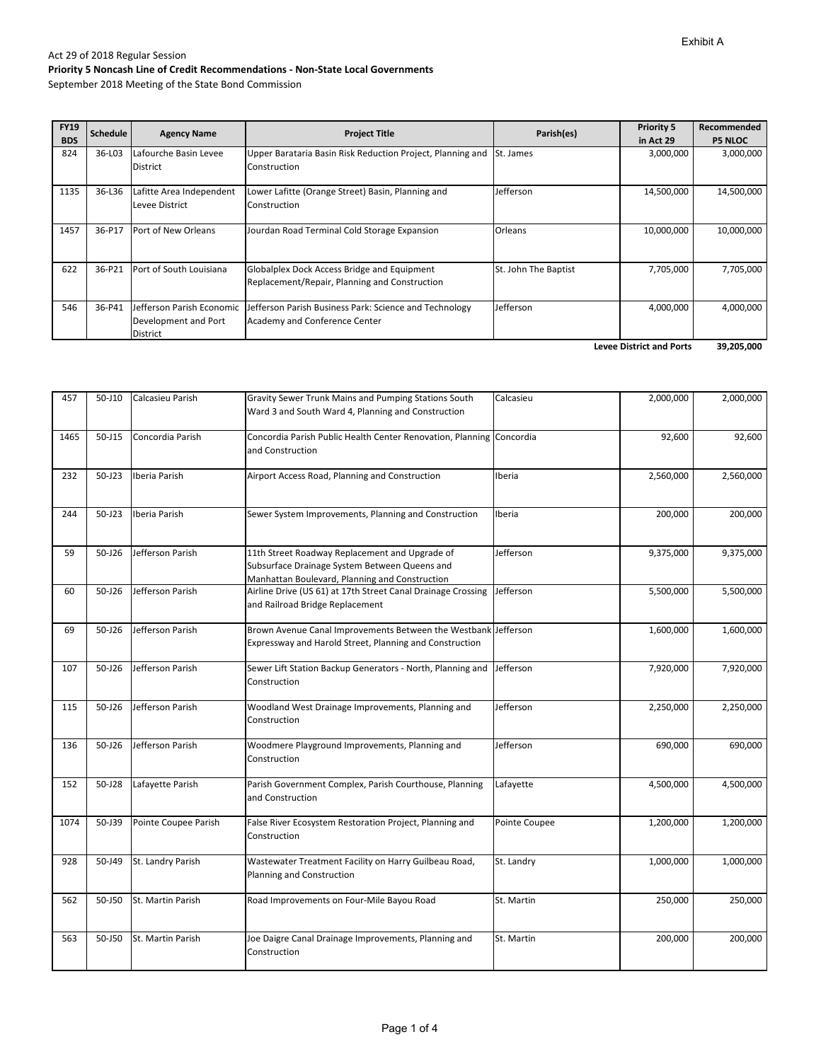Exhibit A

Act 29 of 2018 Regular Session

**Priority 5 Noncash Line of Credit Recommendations - Non-State Local Governments**

September 2018 Meeting of the State Bond Commission

| FY19 BDS | Schedule | Agency Name | Project Title | Parish(es) | Priority 5 in Act 29 | Recommended P5 NLOC |
|---|---|---|---|---|---|---|
| 824 | 36-L03 | Lafourche Basin Levee District | Upper Barataria Basin Risk Reduction Project, Planning and Construction | St. James | 3,000,000 | 3,000,000 |
| 1135 | 36-L36 | Lafitte Area Independent Levee District | Lower Lafitte (Orange Street) Basin, Planning and Construction | Jefferson | 14,500,000 | 14,500,000 |
| 1457 | 36-P17 | Port of New Orleans | Jourdan Road Terminal Cold Storage Expansion | Orleans | 10,000,000 | 10,000,000 |
| 622 | 36-P21 | Port of South Louisiana | Globalplex Dock Access Bridge and Equipment Replacement/Repair, Planning and Construction | St. John The Baptist | 7,705,000 | 7,705,000 |
| 546 | 36-P41 | Jefferson Parish Economic Development and Port District | Jefferson Parish Business Park: Science and Technology Academy and Conference Center | Jefferson | 4,000,000 | 4,000,000 |
| | | | | | **Levee District and Ports** | **39,205,000** |

| FY19 BDS | Schedule | Agency Name | Project Title | Parish(es) | Priority 5 in Act 29 | Recommended P5 NLOC |
|---|---|---|---|---|---|---|
| 457 | 50-J10 | Calcasieu Parish | Gravity Sewer Trunk Mains and Pumping Stations South Ward 3 and South Ward 4, Planning and Construction | Calcasieu | 2,000,000 | 2,000,000 |
| 1465 | 50-J15 | Concordia Parish | Concordia Parish Public Health Center Renovation, Planning and Construction | Concordia | 92,600 | 92,600 |
| 232 | 50-J23 | Iberia Parish | Airport Access Road, Planning and Construction | Iberia | 2,560,000 | 2,560,000 |
| 244 | 50-J23 | Iberia Parish | Sewer System Improvements, Planning and Construction | Iberia | 200,000 | 200,000 |
| 59 | 50-J26 | Jefferson Parish | 11th Street Roadway Replacement and Upgrade of Subsurface Drainage System Between Queens and Manhattan Boulevard, Planning and Construction | Jefferson | 9,375,000 | 9,375,000 |
| 60 | 50-J26 | Jefferson Parish | Airline Drive (US 61) at 17th Street Canal Drainage Crossing and Railroad Bridge Replacement | Jefferson | 5,500,000 | 5,500,000 |
| 69 | 50-J26 | Jefferson Parish | Brown Avenue Canal Improvements Between the Westbank Expressway and Harold Street, Planning and Construction | Jefferson | 1,600,000 | 1,600,000 |
| 107 | 50-J26 | Jefferson Parish | Sewer Lift Station Backup Generators - North, Planning and Construction | Jefferson | 7,920,000 | 7,920,000 |
| 115 | 50-J26 | Jefferson Parish | Woodland West Drainage Improvements, Planning and Construction | Jefferson | 2,250,000 | 2,250,000 |
| 136 | 50-J26 | Jefferson Parish | Woodmere Playground Improvements, Planning and Construction | Jefferson | 690,000 | 690,000 |
| 152 | 50-J28 | Lafayette Parish | Parish Government Complex, Parish Courthouse, Planning and Construction | Lafayette | 4,500,000 | 4,500,000 |
| 1074 | 50-J39 | Pointe Coupee Parish | False River Ecosystem Restoration Project, Planning and Construction | Pointe Coupee | 1,200,000 | 1,200,000 |
| 928 | 50-J49 | St. Landry Parish | Wastewater Treatment Facility on Harry Guilbeau Road, Planning and Construction | St. Landry | 1,000,000 | 1,000,000 |
| 562 | 50-J50 | St. Martin Parish | Road Improvements on Four-Mile Bayou Road | St. Martin | 250,000 | 250,000 |
| 563 | 50-J50 | St. Martin Parish | Joe Daigre Canal Drainage Improvements, Planning and Construction | St. Martin | 200,000 | 200,000 |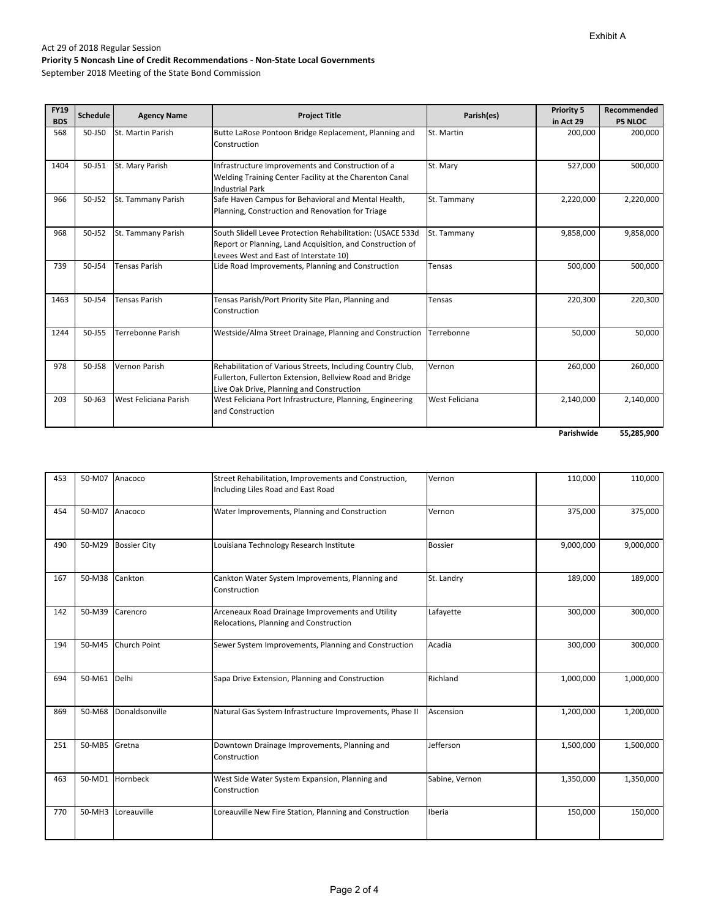Exhibit A

Act 29 of 2018 Regular Session
**Priority 5 Noncash Line of Credit Recommendations - Non-State Local Governments**
September 2018 Meeting of the State Bond Commission

| FY19 BDS | Schedule | Agency Name | Project Title | Parish(es) | Priority 5 in Act 29 | Recommended P5 NLOC |
|---|---|---|---|---|---|---|
| 568 | 50-J50 | St. Martin Parish | Butte LaRose Pontoon Bridge Replacement, Planning and Construction | St. Martin | 200,000 | 200,000 |
| 1404 | 50-J51 | St. Mary Parish | Infrastructure Improvements and Construction of a Welding Training Center Facility at the Charenton Canal Industrial Park | St. Mary | 527,000 | 500,000 |
| 966 | 50-J52 | St. Tammany Parish | Safe Haven Campus for Behavioral and Mental Health, Planning, Construction and Renovation for Triage | St. Tammany | 2,220,000 | 2,220,000 |
| 968 | 50-J52 | St. Tammany Parish | South Slidell Levee Protection Rehabilitation: (USACE 533d Report or Planning, Land Acquisition, and Construction of Levees West and East of Interstate 10) | St. Tammany | 9,858,000 | 9,858,000 |
| 739 | 50-J54 | Tensas Parish | Lide Road Improvements, Planning and Construction | Tensas | 500,000 | 500,000 |
| 1463 | 50-J54 | Tensas Parish | Tensas Parish/Port Priority Site Plan, Planning and Construction | Tensas | 220,300 | 220,300 |
| 1244 | 50-J55 | Terrebonne Parish | Westside/Alma Street Drainage, Planning and Construction | Terrebonne | 50,000 | 50,000 |
| 978 | 50-J58 | Vernon Parish | Rehabilitation of Various Streets, Including Country Club, Fullerton, Fullerton Extension, Bellview Road and Bridge Live Oak Drive, Planning and Construction | Vernon | 260,000 | 260,000 |
| 203 | 50-J63 | West Feliciana Parish | West Feliciana Port Infrastructure, Planning, Engineering and Construction | West Feliciana | 2,140,000 | 2,140,000 |
| | | | | | **Parishwide** | **55,285,900** |

| FY19 BDS | Schedule | Agency Name | Project Title | Parish(es) | Priority 5 in Act 29 | Recommended P5 NLOC |
|---|---|---|---|---|---|---|
| 453 | 50-M07 | Anacoco | Street Rehabilitation, Improvements and Construction, Including Liles Road and East Road | Vernon | 110,000 | 110,000 |
| 454 | 50-M07 | Anacoco | Water Improvements, Planning and Construction | Vernon | 375,000 | 375,000 |
| 490 | 50-M29 | Bossier City | Louisiana Technology Research Institute | Bossier | 9,000,000 | 9,000,000 |
| 167 | 50-M38 | Cankton | Cankton Water System Improvements, Planning and Construction | St. Landry | 189,000 | 189,000 |
| 142 | 50-M39 | Carencro | Arceneaux Road Drainage Improvements and Utility Relocations, Planning and Construction | Lafayette | 300,000 | 300,000 |
| 194 | 50-M45 | Church Point | Sewer System Improvements, Planning and Construction | Acadia | 300,000 | 300,000 |
| 694 | 50-M61 | Delhi | Sapa Drive Extension, Planning and Construction | Richland | 1,000,000 | 1,000,000 |
| 869 | 50-M68 | Donaldsonville | Natural Gas System Infrastructure Improvements, Phase II | Ascension | 1,200,000 | 1,200,000 |
| 251 | 50-MB5 | Gretna | Downtown Drainage Improvements, Planning and Construction | Jefferson | 1,500,000 | 1,500,000 |
| 463 | 50-MD1 | Hornbeck | West Side Water System Expansion, Planning and Construction | Sabine, Vernon | 1,350,000 | 1,350,000 |
| 770 | 50-MH3 | Loreauville | Loreauville New Fire Station, Planning and Construction | Iberia | 150,000 | 150,000 |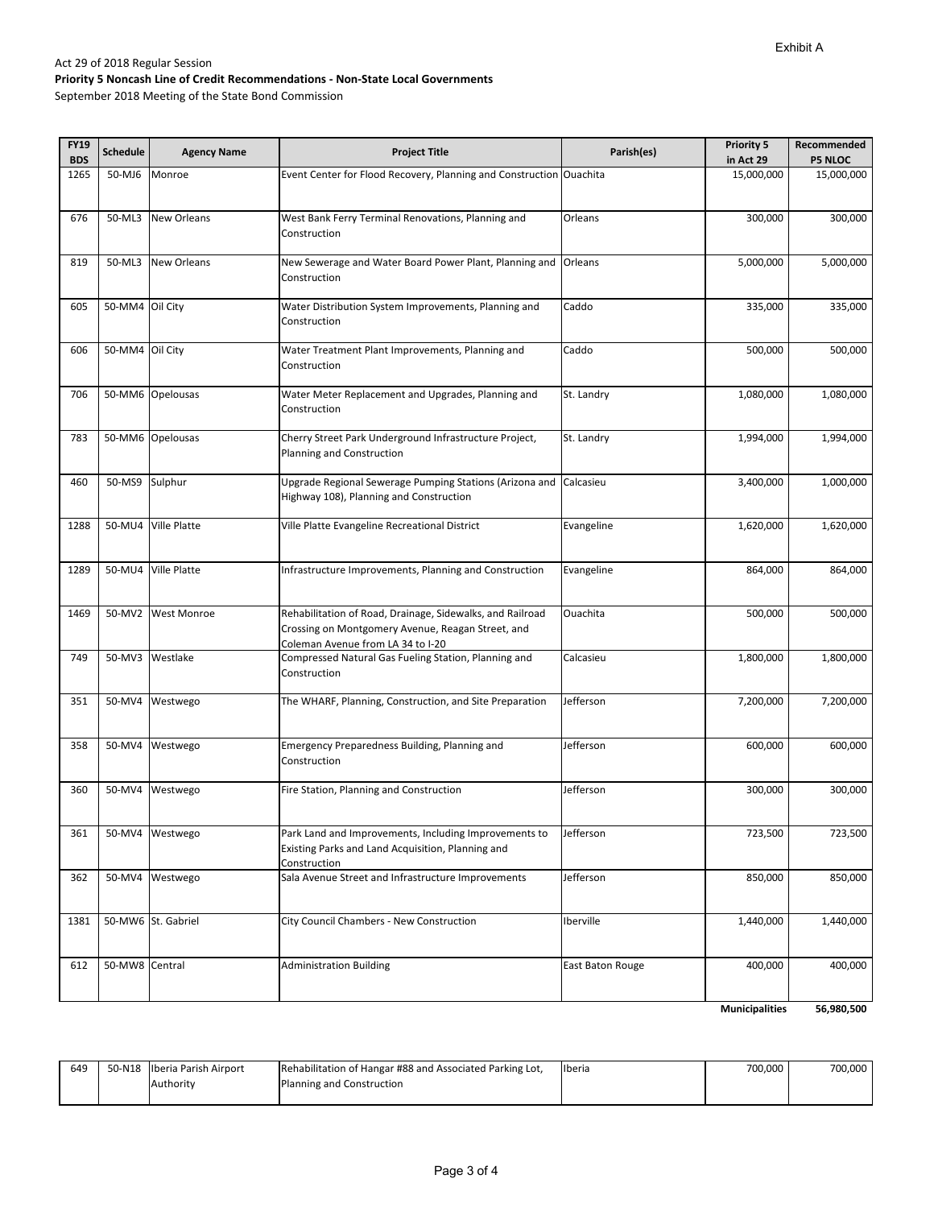Exhibit A

Act 29 of 2018 Regular Session

**Priority 5 Noncash Line of Credit Recommendations - Non-State Local Governments**

September 2018 Meeting of the State Bond Commission

| FY19 BDS | Schedule | Agency Name | Project Title | Parish(es) | Priority 5 in Act 29 | Recommended P5 NLOC |
|---|---|---|---|---|---|---|
| 1265 | 50-MJ6 | Monroe | Event Center for Flood Recovery, Planning and Construction | Ouachita | 15,000,000 | 15,000,000 |
| 676 | 50-ML3 | New Orleans | West Bank Ferry Terminal Renovations, Planning and Construction | Orleans | 300,000 | 300,000 |
| 819 | 50-ML3 | New Orleans | New Sewerage and Water Board Power Plant, Planning and Construction | Orleans | 5,000,000 | 5,000,000 |
| 605 | 50-MM4 | Oil City | Water Distribution System Improvements, Planning and Construction | Caddo | 335,000 | 335,000 |
| 606 | 50-MM4 | Oil City | Water Treatment Plant Improvements, Planning and Construction | Caddo | 500,000 | 500,000 |
| 706 | 50-MM6 | Opelousas | Water Meter Replacement and Upgrades, Planning and Construction | St. Landry | 1,080,000 | 1,080,000 |
| 783 | 50-MM6 | Opelousas | Cherry Street Park Underground Infrastructure Project, Planning and Construction | St. Landry | 1,994,000 | 1,994,000 |
| 460 | 50-MS9 | Sulphur | Upgrade Regional Sewerage Pumping Stations (Arizona and Highway 108), Planning and Construction | Calcasieu | 3,400,000 | 1,000,000 |
| 1288 | 50-MU4 | Ville Platte | Ville Platte Evangeline Recreational District | Evangeline | 1,620,000 | 1,620,000 |
| 1289 | 50-MU4 | Ville Platte | Infrastructure Improvements, Planning and Construction | Evangeline | 864,000 | 864,000 |
| 1469 | 50-MV2 | West Monroe | Rehabilitation of Road, Drainage, Sidewalks, and Railroad Crossing on Montgomery Avenue, Reagan Street, and Coleman Avenue from LA 34 to I-20 | Ouachita | 500,000 | 500,000 |
| 749 | 50-MV3 | Westlake | Compressed Natural Gas Fueling Station, Planning and Construction | Calcasieu | 1,800,000 | 1,800,000 |
| 351 | 50-MV4 | Westwego | The WHARF, Planning, Construction, and Site Preparation | Jefferson | 7,200,000 | 7,200,000 |
| 358 | 50-MV4 | Westwego | Emergency Preparedness Building, Planning and Construction | Jefferson | 600,000 | 600,000 |
| 360 | 50-MV4 | Westwego | Fire Station, Planning and Construction | Jefferson | 300,000 | 300,000 |
| 361 | 50-MV4 | Westwego | Park Land and Improvements, Including Improvements to Existing Parks and Land Acquisition, Planning and Construction | Jefferson | 723,500 | 723,500 |
| 362 | 50-MV4 | Westwego | Sala Avenue Street and Infrastructure Improvements | Jefferson | 850,000 | 850,000 |
| 1381 | 50-MW6 | St. Gabriel | City Council Chambers - New Construction | Iberville | 1,440,000 | 1,440,000 |
| 612 | 50-MW8 | Central | Administration Building | East Baton Rouge | 400,000 | 400,000 |
| | | | | | **Municipalities** | **56,980,500** |

| FY19 BDS | Schedule | Agency Name | Project Title | Parish(es) | Priority 5 in Act 29 | Recommended P5 NLOC |
|---|---|---|---|---|---|---|
| 649 | 50-N18 | Iberia Parish Airport Authority | Rehabilitation of Hangar #88 and Associated Parking Lot, Planning and Construction | Iberia | 700,000 | 700,000 |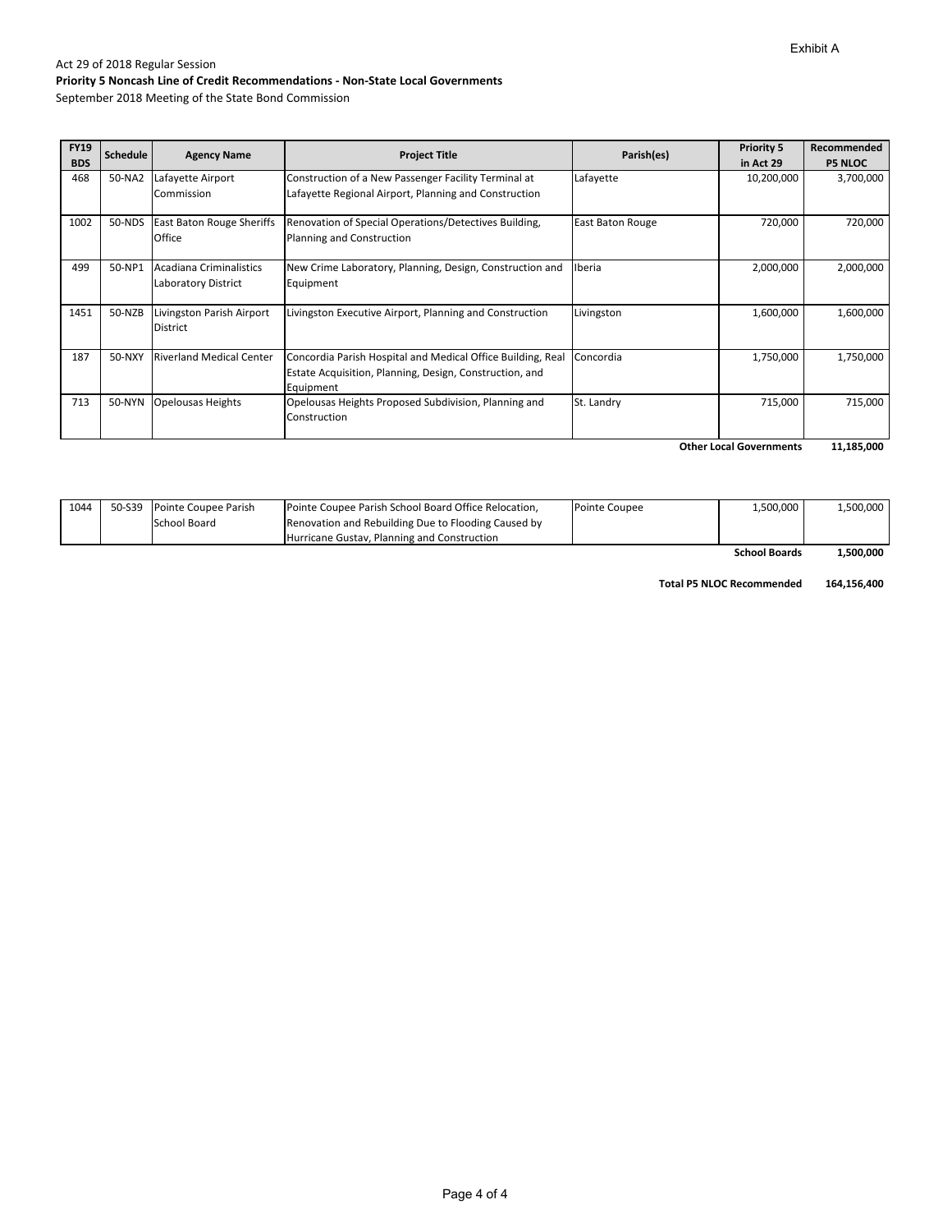Exhibit A

Act 29 of 2018 Regular Session

**Priority 5 Noncash Line of Credit Recommendations - Non-State Local Governments**

September 2018 Meeting of the State Bond Commission

| FY19 BDS | Schedule | Agency Name | Project Title | Parish(es) | Priority 5 in Act 29 | Recommended P5 NLOC |
|---|---|---|---|---|---|---|
| 468 | 50-NA2 | Lafayette Airport Commission | Construction of a New Passenger Facility Terminal at Lafayette Regional Airport, Planning and Construction | Lafayette | 10,200,000 | 3,700,000 |
| 1002 | 50-NDS | East Baton Rouge Sheriffs Office | Renovation of Special Operations/Detectives Building, Planning and Construction | East Baton Rouge | 720,000 | 720,000 |
| 499 | 50-NP1 | Acadiana Criminalistics Laboratory District | New Crime Laboratory, Planning, Design, Construction and Equipment | Iberia | 2,000,000 | 2,000,000 |
| 1451 | 50-NZB | Livingston Parish Airport District | Livingston Executive Airport, Planning and Construction | Livingston | 1,600,000 | 1,600,000 |
| 187 | 50-NXY | Riverland Medical Center | Concordia Parish Hospital and Medical Office Building, Real Estate Acquisition, Planning, Design, Construction, and Equipment | Concordia | 1,750,000 | 1,750,000 |
| 713 | 50-NYN | Opelousas Heights | Opelousas Heights Proposed Subdivision, Planning and Construction | St. Landry | 715,000 | 715,000 |
| | | | | | **Other Local Governments** | **11,185,000** |

| FY19 BDS | Schedule | Agency Name | Project Title | Parish(es) | Priority 5 in Act 29 | Recommended P5 NLOC |
|---|---|---|---|---|---|---|
| 1044 | 50-S39 | Pointe Coupee Parish School Board | Pointe Coupee Parish School Board Office Relocation, Renovation and Rebuilding Due to Flooding Caused by Hurricane Gustav, Planning and Construction | Pointe Coupee | 1,500,000 | 1,500,000 |
| | | | | | **School Boards** | **1,500,000** |

**Total P5 NLOC Recommended 164,156,400**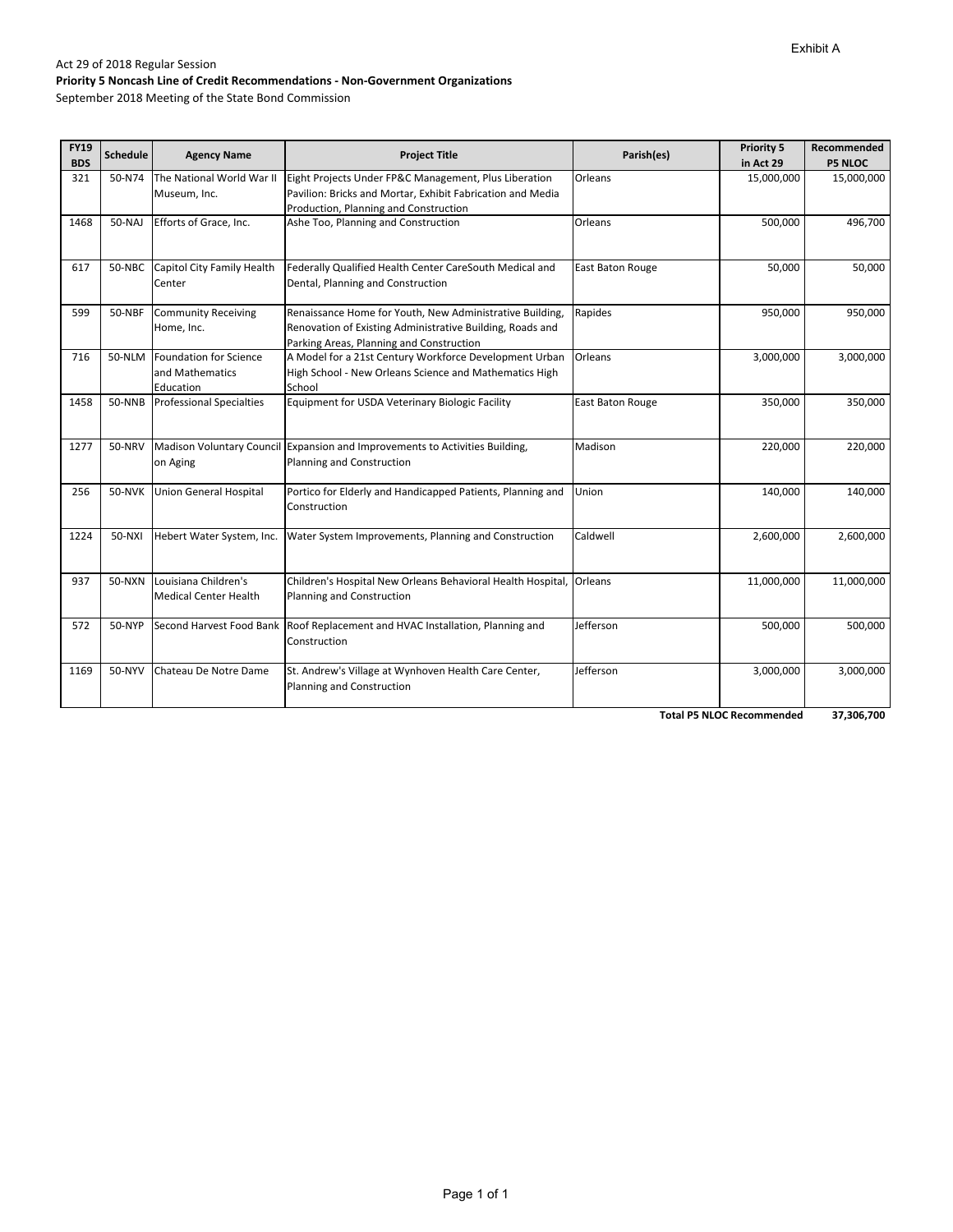Exhibit A

Act 29 of 2018 Regular Session

**Priority 5 Noncash Line of Credit Recommendations - Non-Government Organizations**

September 2018 Meeting of the State Bond Commission

| FY19 BDS | Schedule | Agency Name | Project Title | Parish(es) | Priority 5 in Act 29 | Recommended P5 NLOC |
|---|---|---|---|---|---|---|
| 321 | 50-N74 | The National World War II Museum, Inc. | Eight Projects Under FP&C Management, Plus Liberation Pavilion: Bricks and Mortar, Exhibit Fabrication and Media Production, Planning and Construction | Orleans | 15,000,000 | 15,000,000 |
| 1468 | 50-NAJ | Efforts of Grace, Inc. | Ashe Too, Planning and Construction | Orleans | 500,000 | 496,700 |
| 617 | 50-NBC | Capitol City Family Health Center | Federally Qualified Health Center CareSouth Medical and Dental, Planning and Construction | East Baton Rouge | 50,000 | 50,000 |
| 599 | 50-NBF | Community Receiving Home, Inc. | Renaissance Home for Youth, New Administrative Building, Renovation of Existing Administrative Building, Roads and Parking Areas, Planning and Construction | Rapides | 950,000 | 950,000 |
| 716 | 50-NLM | Foundation for Science and Mathematics Education | A Model for a 21st Century Workforce Development Urban High School - New Orleans Science and Mathematics High School | Orleans | 3,000,000 | 3,000,000 |
| 1458 | 50-NNB | Professional Specialties | Equipment for USDA Veterinary Biologic Facility | East Baton Rouge | 350,000 | 350,000 |
| 1277 | 50-NRV | Madison Voluntary Council on Aging | Expansion and Improvements to Activities Building, Planning and Construction | Madison | 220,000 | 220,000 |
| 256 | 50-NVK | Union General Hospital | Portico for Elderly and Handicapped Patients, Planning and Construction | Union | 140,000 | 140,000 |
| 1224 | 50-NXI | Hebert Water System, Inc. | Water System Improvements, Planning and Construction | Caldwell | 2,600,000 | 2,600,000 |
| 937 | 50-NXN | Louisiana Children's Medical Center Health | Children's Hospital New Orleans Behavioral Health Hospital, Planning and Construction | Orleans | 11,000,000 | 11,000,000 |
| 572 | 50-NYP | Second Harvest Food Bank | Roof Replacement and HVAC Installation, Planning and Construction | Jefferson | 500,000 | 500,000 |
| 1169 | 50-NYV | Chateau De Notre Dame | St. Andrew's Village at Wynhoven Health Care Center, Planning and Construction | Jefferson | 3,000,000 | 3,000,000 |
| | | | | | **Total P5 NLOC Recommended** | **37,306,700** |